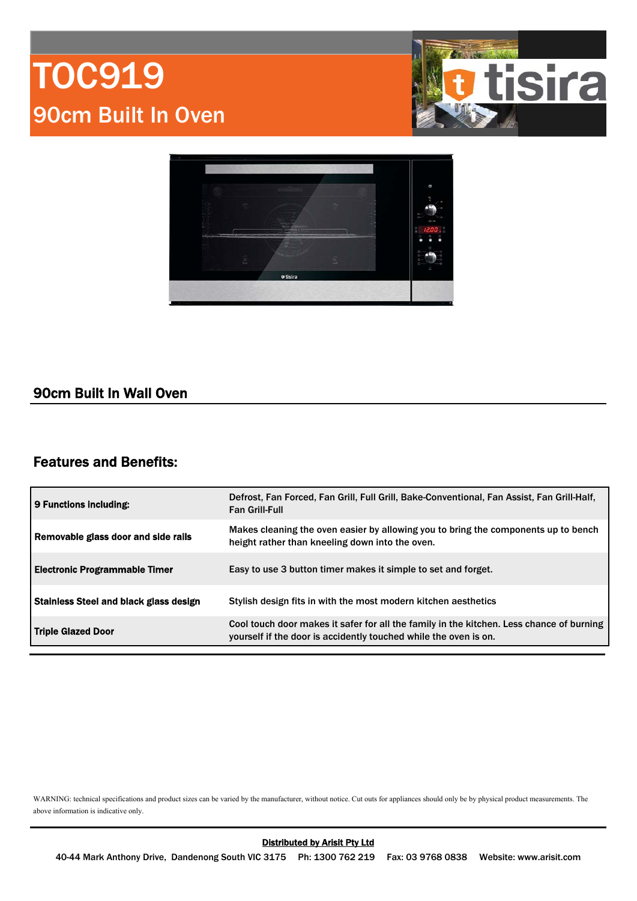# TOC919

## 90cm Built In Oven

tisira

### 90cm Built In Wall Oven

### Features and Benefits:

| | |
|---|---|
| **9 Functions including:** | Defrost, Fan Forced, Fan Grill, Full Grill, Bake-Conventional, Fan Assist, Fan Grill-Half, Fan Grill-Full |
| **Removable glass door and side rails** | Makes cleaning the oven easier by allowing you to bring the components up to bench height rather than kneeling down into the oven. |
| **Electronic Programmable Timer** | Easy to use 3 button timer makes it simple to set and forget. |
| **Stainless Steel and black glass design** | Stylish design fits in with the most modern kitchen aesthetics |
| **Triple Glazed Door** | Cool touch door makes it safer for all the family in the kitchen. Less chance of burning yourself if the door is accidently touched while the oven is on. |

WARNING: technical specifications and product sizes can be varied by the manufacturer, without notice. Cut outs for appliances should only be by physical product measurements. The above information is indicative only.

**Distributed by Arisit Pty Ltd**

40-44 Mark Anthony Drive, Dandenong South VIC 3175 Ph: 1300 762 219 Fax: 03 9768 0838 Website: www.arisit.com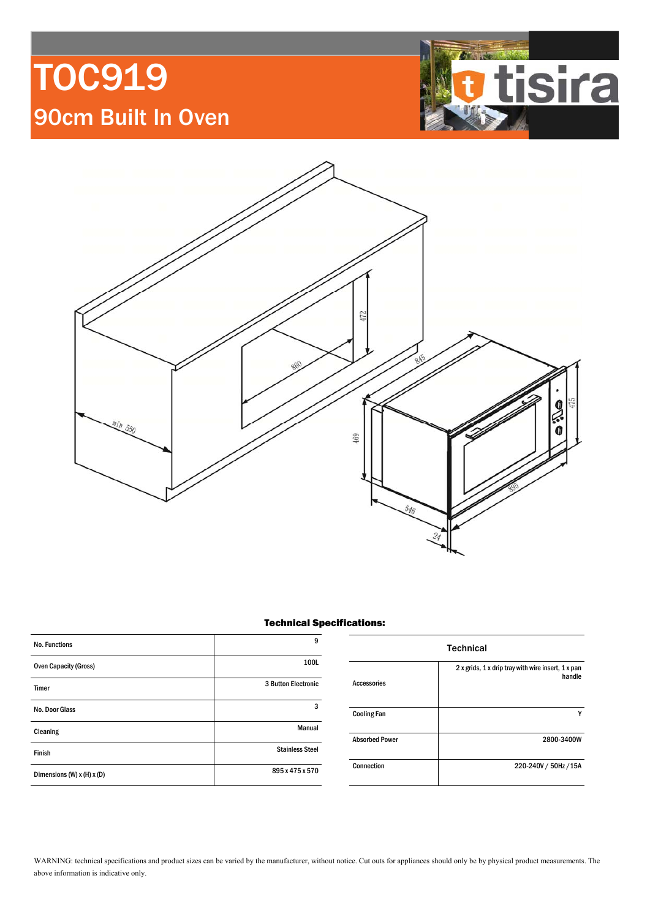# TOC919

## 90cm Built In Oven

tisira

472

860

845

min 550

469

475

546

895

24

### Technical Specifications:

| | |
|---|---|
| No. Functions | 9 |
| Oven Capacity (Gross) | 100L |
| Timer | 3 Button Electronic |
| No. Door Glass | 3 |
| Cleaning | Manual |
| Finish | Stainless Steel |
| Dimensions (W) x (H) x (D) | 895 x 475 x 570 |

| Technical | |
|---|---|
| Accessories | 2 x grids, 1 x drip tray with wire insert, 1 x pan handle |
| Cooling Fan | Y |
| Absorbed Power | 2800-3400W |
| Connection | 220-240V / 50Hz / 15A |

WARNING: technical specifications and product sizes can be varied by the manufacturer, without notice. Cut outs for appliances should only be by physical product measurements. The above information is indicative only.